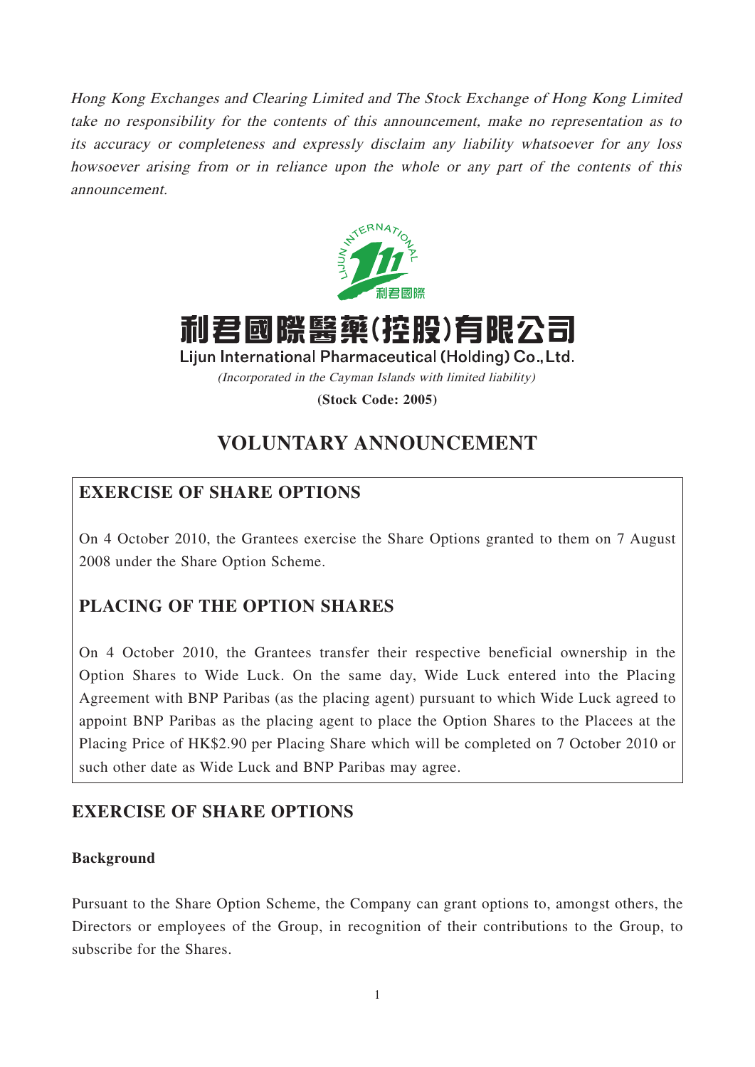*Hong Kong Exchanges and Clearing Limited and The Stock Exchange of Hong Kong Limited take no responsibility for the contents of this announcement, make no representation as to its accuracy or completeness and expressly disclaim any liability whatsoever for any loss howsoever arising from or in reliance upon the whole or any part of the contents of this announcement.*

# 利君國際醫藥(控股)有限公司

**Lijun International Pharmaceutical (Holding) Co., Ltd.**

*(Incorporated in the Cayman Islands with limited liability)*

**(Stock Code: 2005)**

# VOLUNTARY ANNOUNCEMENT

## EXERCISE OF SHARE OPTIONS

On 4 October 2010, the Grantees exercise the Share Options granted to them on 7 August 2008 under the Share Option Scheme.

## PLACING OF THE OPTION SHARES

On 4 October 2010, the Grantees transfer their respective beneficial ownership in the Option Shares to Wide Luck. On the same day, Wide Luck entered into the Placing Agreement with BNP Paribas (as the placing agent) pursuant to which Wide Luck agreed to appoint BNP Paribas as the placing agent to place the Option Shares to the Placees at the Placing Price of HK$2.90 per Placing Share which will be completed on 7 October 2010 or such other date as Wide Luck and BNP Paribas may agree.

## EXERCISE OF SHARE OPTIONS

### Background

Pursuant to the Share Option Scheme, the Company can grant options to, amongst others, the Directors or employees of the Group, in recognition of their contributions to the Group, to subscribe for the Shares.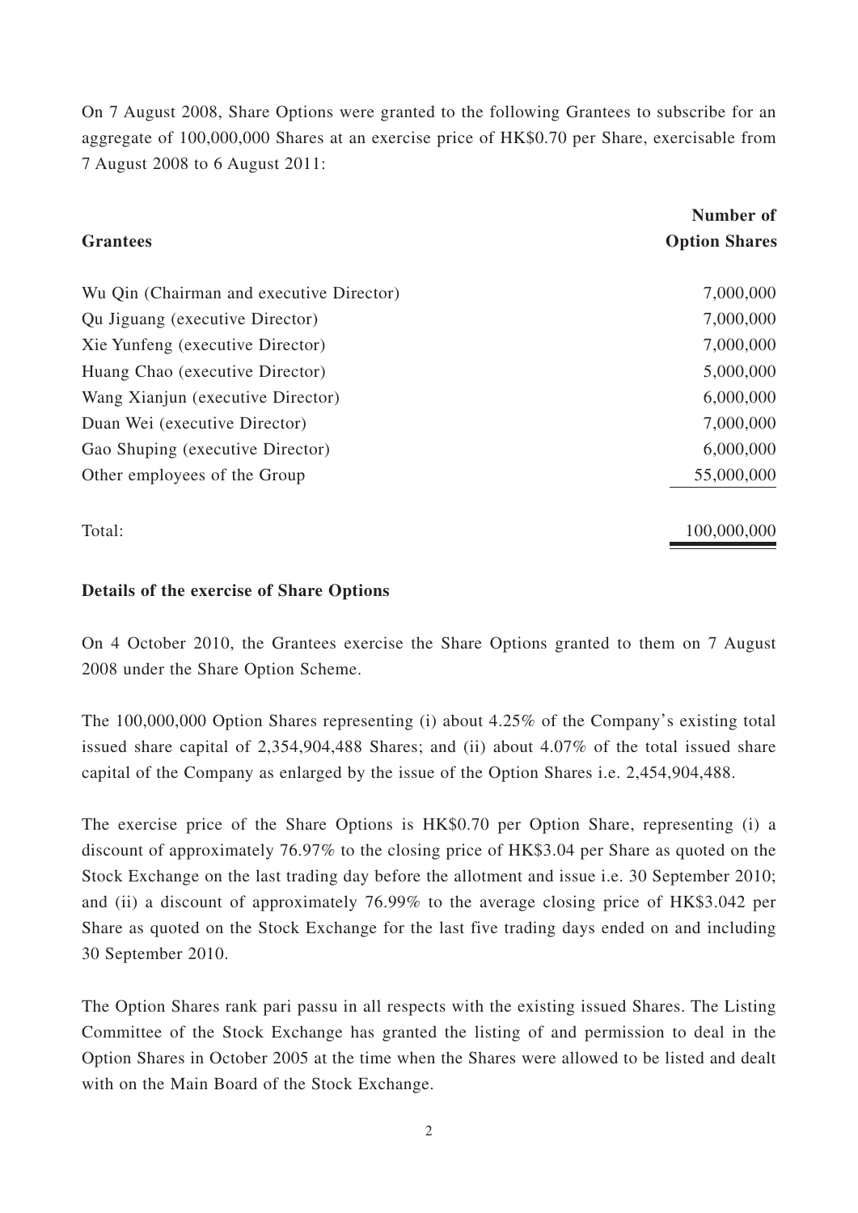On 7 August 2008, Share Options were granted to the following Grantees to subscribe for an aggregate of 100,000,000 Shares at an exercise price of HK$0.70 per Share, exercisable from 7 August 2008 to 6 August 2011:

| **Grantees** | **Number of Option Shares** |
|---|---:|
| Wu Qin (Chairman and executive Director) | 7,000,000 |
| Qu Jiguang (executive Director) | 7,000,000 |
| Xie Yunfeng (executive Director) | 7,000,000 |
| Huang Chao (executive Director) | 5,000,000 |
| Wang Xianjun (executive Director) | 6,000,000 |
| Duan Wei (executive Director) | 7,000,000 |
| Gao Shuping (executive Director) | 6,000,000 |
| Other employees of the Group | 55,000,000 |
| Total: | 100,000,000 |

**Details of the exercise of Share Options**

On 4 October 2010, the Grantees exercise the Share Options granted to them on 7 August 2008 under the Share Option Scheme.

The 100,000,000 Option Shares representing (i) about 4.25% of the Company's existing total issued share capital of 2,354,904,488 Shares; and (ii) about 4.07% of the total issued share capital of the Company as enlarged by the issue of the Option Shares i.e. 2,454,904,488.

The exercise price of the Share Options is HK$0.70 per Option Share, representing (i) a discount of approximately 76.97% to the closing price of HK$3.04 per Share as quoted on the Stock Exchange on the last trading day before the allotment and issue i.e. 30 September 2010; and (ii) a discount of approximately 76.99% to the average closing price of HK$3.042 per Share as quoted on the Stock Exchange for the last five trading days ended on and including 30 September 2010.

The Option Shares rank pari passu in all respects with the existing issued Shares. The Listing Committee of the Stock Exchange has granted the listing of and permission to deal in the Option Shares in October 2005 at the time when the Shares were allowed to be listed and dealt with on the Main Board of the Stock Exchange.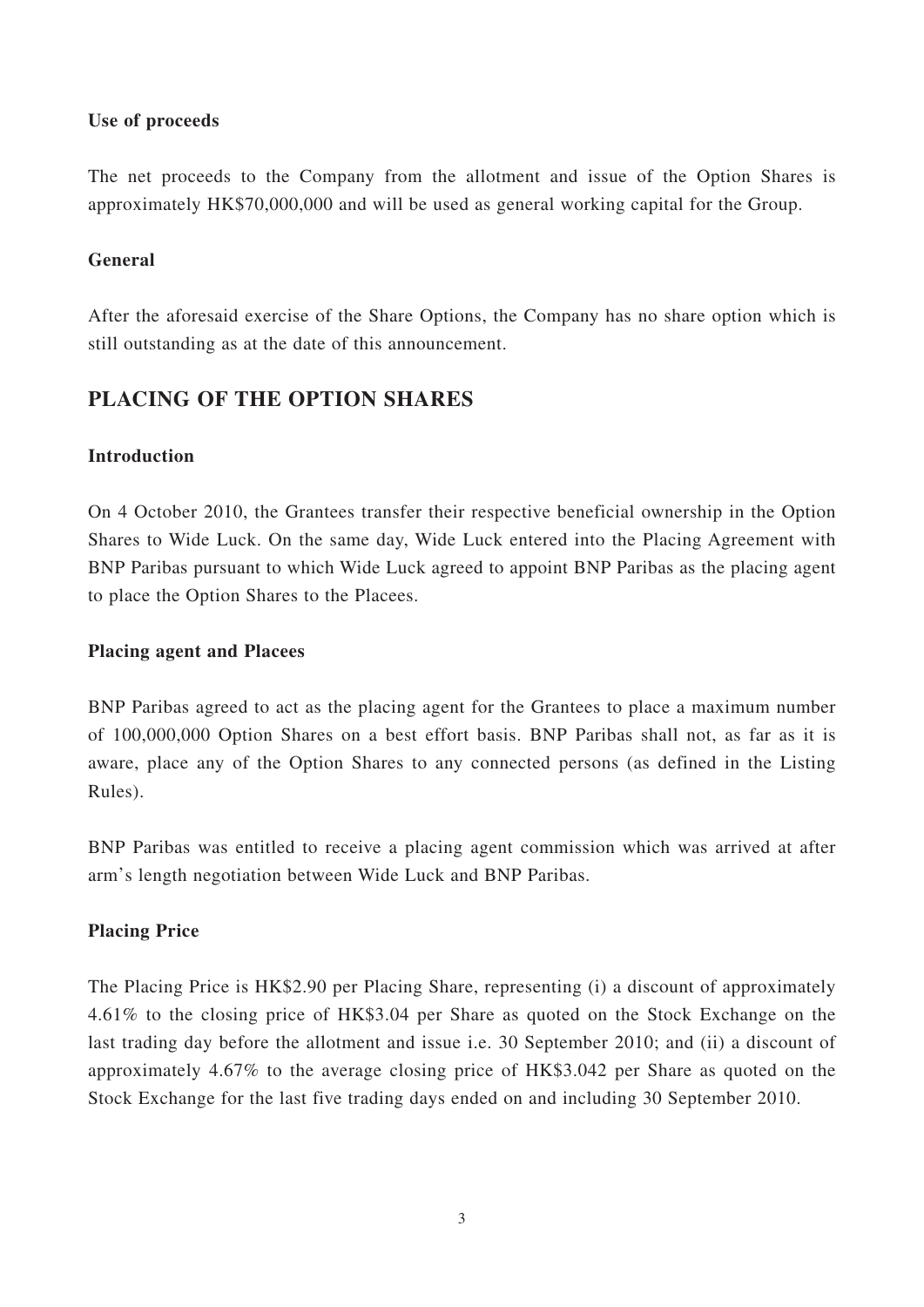### Use of proceeds

The net proceeds to the Company from the allotment and issue of the Option Shares is approximately HK$70,000,000 and will be used as general working capital for the Group.

### General

After the aforesaid exercise of the Share Options, the Company has no share option which is still outstanding as at the date of this announcement.

## PLACING OF THE OPTION SHARES

### Introduction

On 4 October 2010, the Grantees transfer their respective beneficial ownership in the Option Shares to Wide Luck. On the same day, Wide Luck entered into the Placing Agreement with BNP Paribas pursuant to which Wide Luck agreed to appoint BNP Paribas as the placing agent to place the Option Shares to the Placees.

### Placing agent and Placees

BNP Paribas agreed to act as the placing agent for the Grantees to place a maximum number of 100,000,000 Option Shares on a best effort basis. BNP Paribas shall not, as far as it is aware, place any of the Option Shares to any connected persons (as defined in the Listing Rules).

BNP Paribas was entitled to receive a placing agent commission which was arrived at after arm's length negotiation between Wide Luck and BNP Paribas.

### Placing Price

The Placing Price is HK$2.90 per Placing Share, representing (i) a discount of approximately 4.61% to the closing price of HK$3.04 per Share as quoted on the Stock Exchange on the last trading day before the allotment and issue i.e. 30 September 2010; and (ii) a discount of approximately 4.67% to the average closing price of HK$3.042 per Share as quoted on the Stock Exchange for the last five trading days ended on and including 30 September 2010.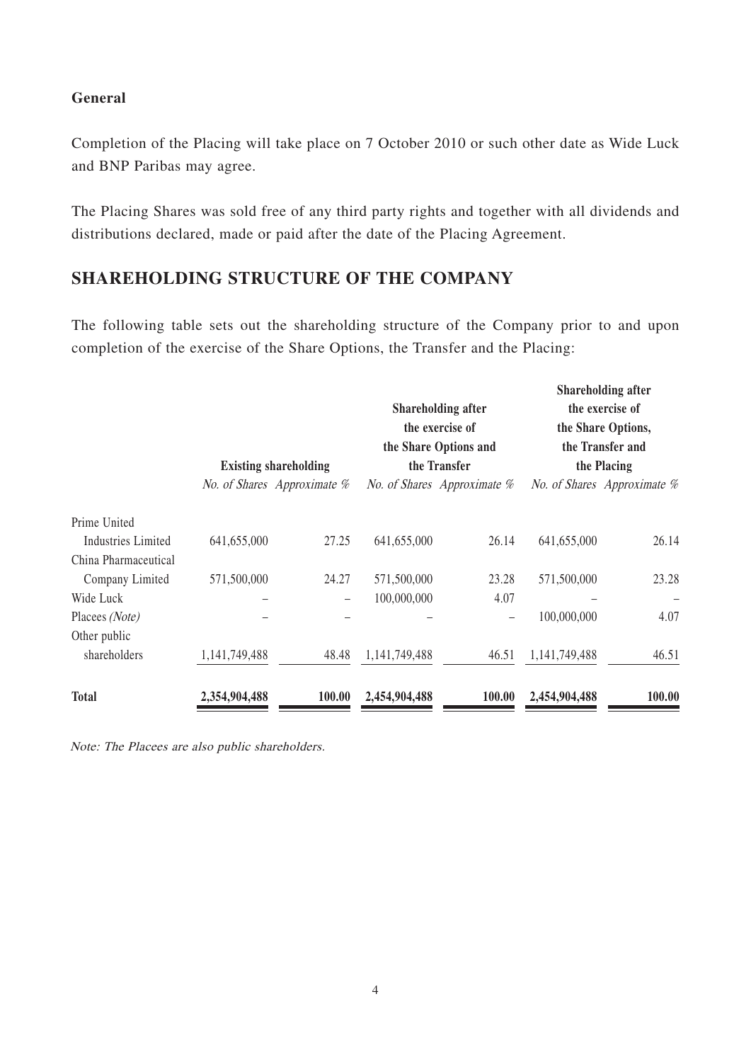**General**

Completion of the Placing will take place on 7 October 2010 or such other date as Wide Luck and BNP Paribas may agree.

The Placing Shares was sold free of any third party rights and together with all dividends and distributions declared, made or paid after the date of the Placing Agreement.

## SHAREHOLDING STRUCTURE OF THE COMPANY

The following table sets out the shareholding structure of the Company prior to and upon completion of the exercise of the Share Options, the Transfer and the Placing:

| | **Existing shareholding** | | **Shareholding after the exercise of the Share Options and the Transfer** | | **Shareholding after the exercise of the Share Options, the Transfer and the Placing** | |
|---|---|---|---|---|---|---|
| | *No. of Shares* | *Approximate %* | *No. of Shares* | *Approximate %* | *No. of Shares* | *Approximate %* |
| Prime United Industries Limited | 641,655,000 | 27.25 | 641,655,000 | 26.14 | 641,655,000 | 26.14 |
| China Pharmaceutical Company Limited | 571,500,000 | 24.27 | 571,500,000 | 23.28 | 571,500,000 | 23.28 |
| Wide Luck | – | – | 100,000,000 | 4.07 | – | – |
| Placees *(Note)* | – | – | – | – | 100,000,000 | 4.07 |
| Other public shareholders | 1,141,749,488 | 48.48 | 1,141,749,488 | 46.51 | 1,141,749,488 | 46.51 |
| **Total** | **2,354,904,488** | **100.00** | **2,454,904,488** | **100.00** | **2,454,904,488** | **100.00** |

*Note: The Placees are also public shareholders.*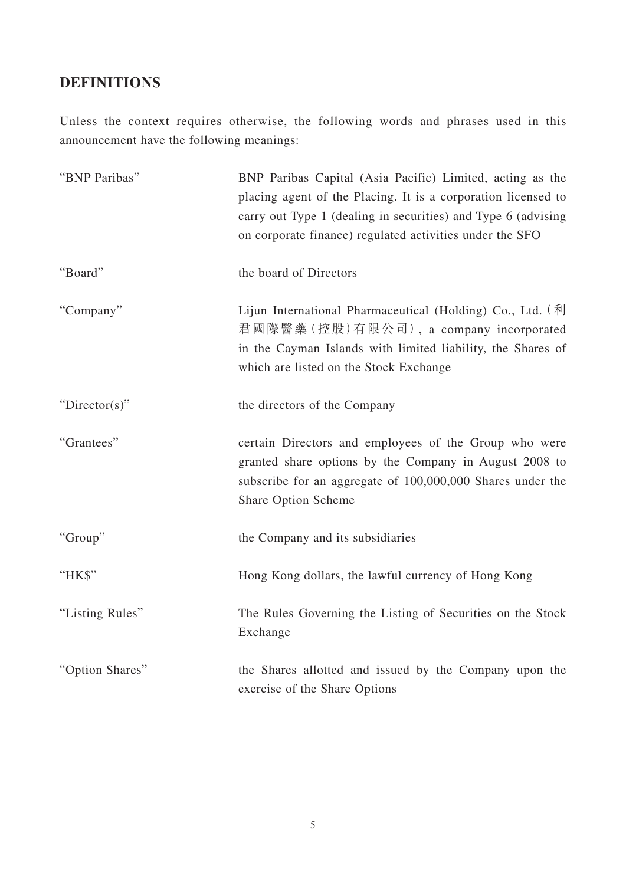## DEFINITIONS

Unless the context requires otherwise, the following words and phrases used in this announcement have the following meanings:

| | |
|---|---|
| "BNP Paribas" | BNP Paribas Capital (Asia Pacific) Limited, acting as the placing agent of the Placing. It is a corporation licensed to carry out Type 1 (dealing in securities) and Type 6 (advising on corporate finance) regulated activities under the SFO |
| "Board" | the board of Directors |
| "Company" | Lijun International Pharmaceutical (Holding) Co., Ltd. (利君國際醫藥(控股)有限公司), a company incorporated in the Cayman Islands with limited liability, the Shares of which are listed on the Stock Exchange |
| "Director(s)" | the directors of the Company |
| "Grantees" | certain Directors and employees of the Group who were granted share options by the Company in August 2008 to subscribe for an aggregate of 100,000,000 Shares under the Share Option Scheme |
| "Group" | the Company and its subsidiaries |
| "HK$" | Hong Kong dollars, the lawful currency of Hong Kong |
| "Listing Rules" | The Rules Governing the Listing of Securities on the Stock Exchange |
| "Option Shares" | the Shares allotted and issued by the Company upon the exercise of the Share Options |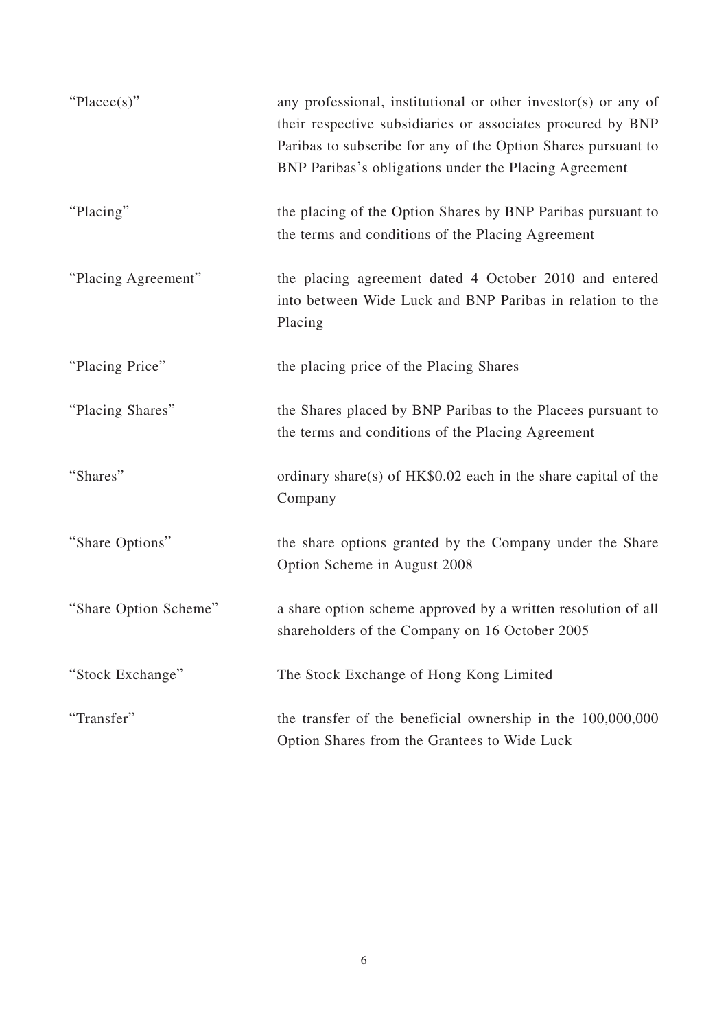| | |
|---|---|
| "Placee(s)" | any professional, institutional or other investor(s) or any of their respective subsidiaries or associates procured by BNP Paribas to subscribe for any of the Option Shares pursuant to BNP Paribas's obligations under the Placing Agreement |
| "Placing" | the placing of the Option Shares by BNP Paribas pursuant to the terms and conditions of the Placing Agreement |
| "Placing Agreement" | the placing agreement dated 4 October 2010 and entered into between Wide Luck and BNP Paribas in relation to the Placing |
| "Placing Price" | the placing price of the Placing Shares |
| "Placing Shares" | the Shares placed by BNP Paribas to the Placees pursuant to the terms and conditions of the Placing Agreement |
| "Shares" | ordinary share(s) of HK$0.02 each in the share capital of the Company |
| "Share Options" | the share options granted by the Company under the Share Option Scheme in August 2008 |
| "Share Option Scheme" | a share option scheme approved by a written resolution of all shareholders of the Company on 16 October 2005 |
| "Stock Exchange" | The Stock Exchange of Hong Kong Limited |
| "Transfer" | the transfer of the beneficial ownership in the 100,000,000 Option Shares from the Grantees to Wide Luck |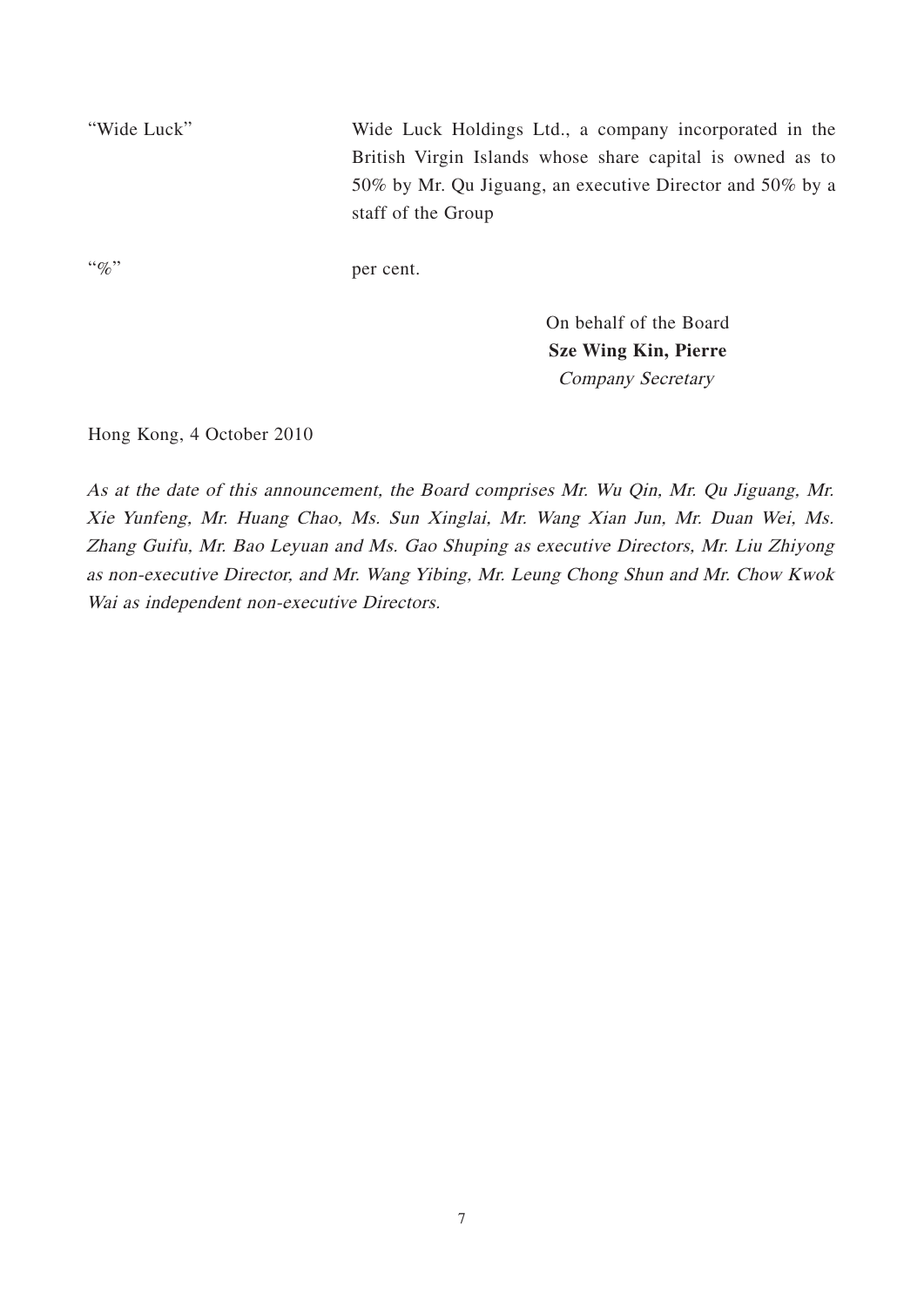| | |
|---|---|
| "Wide Luck" | Wide Luck Holdings Ltd., a company incorporated in the British Virgin Islands whose share capital is owned as to 50% by Mr. Qu Jiguang, an executive Director and 50% by a staff of the Group |
| "%" | per cent. |

On behalf of the Board
**Sze Wing Kin, Pierre**
*Company Secretary*

Hong Kong, 4 October 2010

*As at the date of this announcement, the Board comprises Mr. Wu Qin, Mr. Qu Jiguang, Mr. Xie Yunfeng, Mr. Huang Chao, Ms. Sun Xinglai, Mr. Wang Xian Jun, Mr. Duan Wei, Ms. Zhang Guifu, Mr. Bao Leyuan and Ms. Gao Shuping as executive Directors, Mr. Liu Zhiyong as non-executive Director, and Mr. Wang Yibing, Mr. Leung Chong Shun and Mr. Chow Kwok Wai as independent non-executive Directors.*